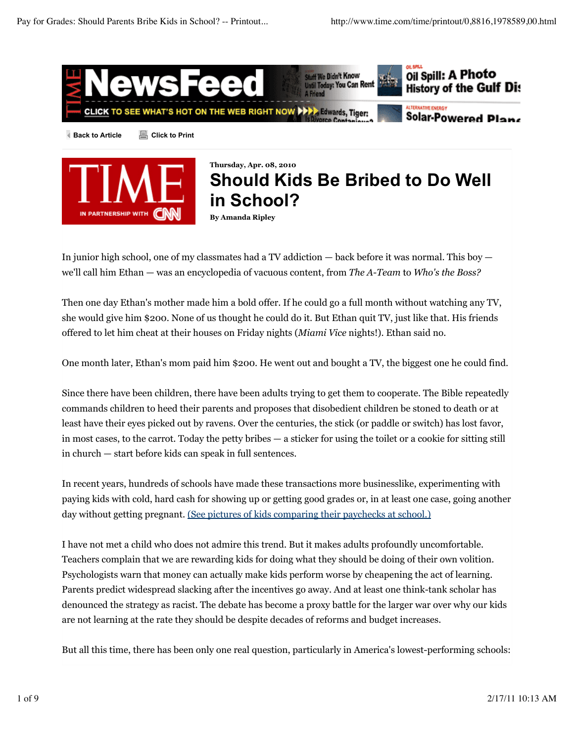Thursday, Apr. 08, 2010

# Should Kids Be Bribed to Do Well in School?

By Amanda Ripley

In junior high school, one of my classmates had a TV addiction — back before it was normal. This boy — we'll call him Ethan — was an encyclopedia of vacuous content, from *The A-Team* to *Who's the Boss?*

Then one day Ethan's mother made him a bold offer. If he could go a full month without watching any TV, she would give him $200. None of us thought he could do it. But Ethan quit TV, just like that. His friends offered to let him cheat at their houses on Friday nights (*Miami Vice* nights!). Ethan said no.

One month later, Ethan's mom paid him $200. He went out and bought a TV, the biggest one he could find.

Since there have been children, there have been adults trying to get them to cooperate. The Bible repeatedly commands children to heed their parents and proposes that disobedient children be stoned to death or at least have their eyes picked out by ravens. Over the centuries, the stick (or paddle or switch) has lost favor, in most cases, to the carrot. Today the petty bribes — a sticker for using the toilet or a cookie for sitting still in church — start before kids can speak in full sentences.

In recent years, hundreds of schools have made these transactions more businesslike, experimenting with paying kids with cold, hard cash for showing up or getting good grades or, in at least one case, going another day without getting pregnant. (See pictures of kids comparing their paychecks at school.)

I have not met a child who does not admire this trend. But it makes adults profoundly uncomfortable. Teachers complain that we are rewarding kids for doing what they should be doing of their own volition. Psychologists warn that money can actually make kids perform worse by cheapening the act of learning. Parents predict widespread slacking after the incentives go away. And at least one think-tank scholar has denounced the strategy as racist. The debate has become a proxy battle for the larger war over why our kids are not learning at the rate they should be despite decades of reforms and budget increases.

But all this time, there has been only one real question, particularly in America's lowest-performing schools: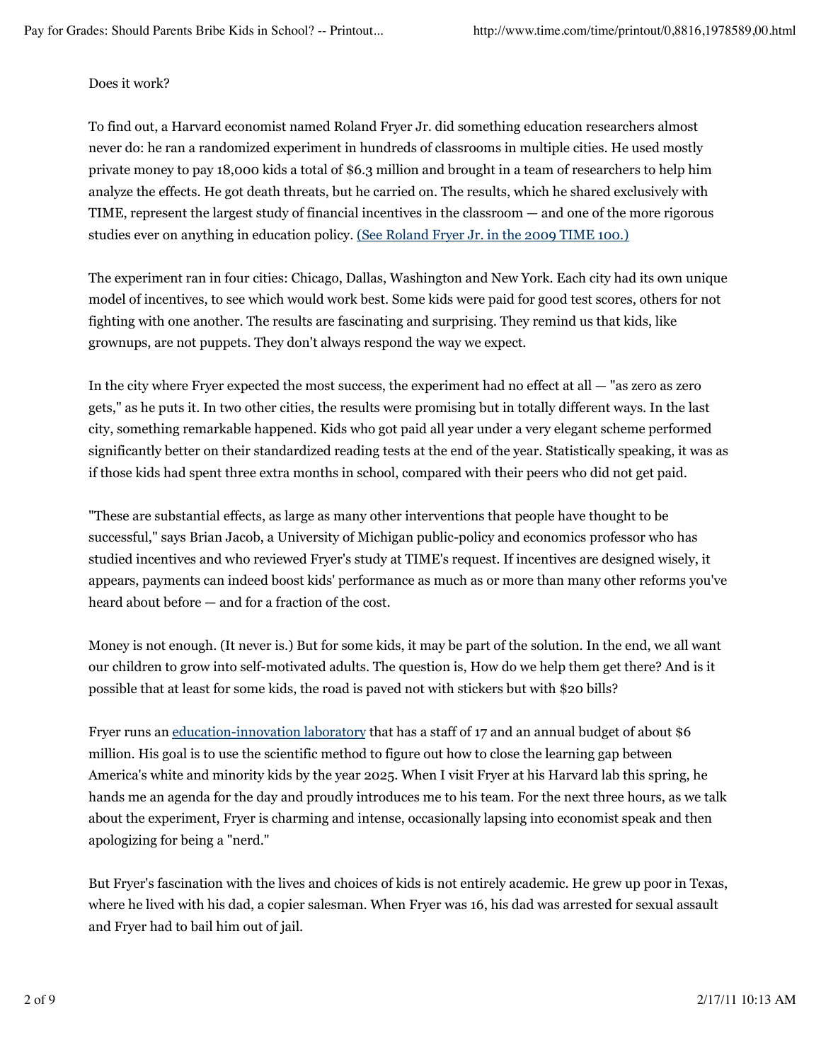Does it work?

To find out, a Harvard economist named Roland Fryer Jr. did something education researchers almost never do: he ran a randomized experiment in hundreds of classrooms in multiple cities. He used mostly private money to pay 18,000 kids a total of $6.3 million and brought in a team of researchers to help him analyze the effects. He got death threats, but he carried on. The results, which he shared exclusively with TIME, represent the largest study of financial incentives in the classroom — and one of the more rigorous studies ever on anything in education policy. (See Roland Fryer Jr. in the 2009 TIME 100.)

The experiment ran in four cities: Chicago, Dallas, Washington and New York. Each city had its own unique model of incentives, to see which would work best. Some kids were paid for good test scores, others for not fighting with one another. The results are fascinating and surprising. They remind us that kids, like grownups, are not puppets. They don't always respond the way we expect.

In the city where Fryer expected the most success, the experiment had no effect at all — "as zero as zero gets," as he puts it. In two other cities, the results were promising but in totally different ways. In the last city, something remarkable happened. Kids who got paid all year under a very elegant scheme performed significantly better on their standardized reading tests at the end of the year. Statistically speaking, it was as if those kids had spent three extra months in school, compared with their peers who did not get paid.

"These are substantial effects, as large as many other interventions that people have thought to be successful," says Brian Jacob, a University of Michigan public-policy and economics professor who has studied incentives and who reviewed Fryer's study at TIME's request. If incentives are designed wisely, it appears, payments can indeed boost kids' performance as much as or more than many other reforms you've heard about before — and for a fraction of the cost.

Money is not enough. (It never is.) But for some kids, it may be part of the solution. In the end, we all want our children to grow into self-motivated adults. The question is, How do we help them get there? And is it possible that at least for some kids, the road is paved not with stickers but with $20 bills?

Fryer runs an education-innovation laboratory that has a staff of 17 and an annual budget of about $6 million. His goal is to use the scientific method to figure out how to close the learning gap between America's white and minority kids by the year 2025. When I visit Fryer at his Harvard lab this spring, he hands me an agenda for the day and proudly introduces me to his team. For the next three hours, as we talk about the experiment, Fryer is charming and intense, occasionally lapsing into economist speak and then apologizing for being a "nerd."

But Fryer's fascination with the lives and choices of kids is not entirely academic. He grew up poor in Texas, where he lived with his dad, a copier salesman. When Fryer was 16, his dad was arrested for sexual assault and Fryer had to bail him out of jail.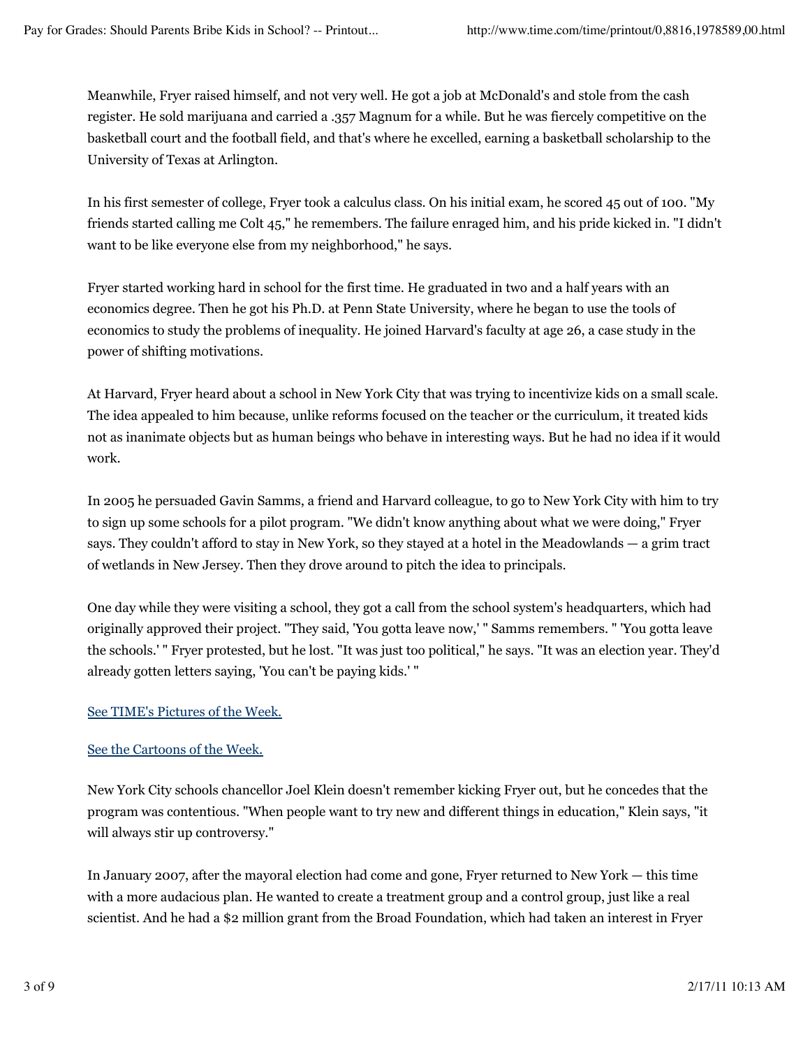Meanwhile, Fryer raised himself, and not very well. He got a job at McDonald's and stole from the cash register. He sold marijuana and carried a .357 Magnum for a while. But he was fiercely competitive on the basketball court and the football field, and that's where he excelled, earning a basketball scholarship to the University of Texas at Arlington.

In his first semester of college, Fryer took a calculus class. On his initial exam, he scored 45 out of 100. "My friends started calling me Colt 45," he remembers. The failure enraged him, and his pride kicked in. "I didn't want to be like everyone else from my neighborhood," he says.

Fryer started working hard in school for the first time. He graduated in two and a half years with an economics degree. Then he got his Ph.D. at Penn State University, where he began to use the tools of economics to study the problems of inequality. He joined Harvard's faculty at age 26, a case study in the power of shifting motivations.

At Harvard, Fryer heard about a school in New York City that was trying to incentivize kids on a small scale. The idea appealed to him because, unlike reforms focused on the teacher or the curriculum, it treated kids not as inanimate objects but as human beings who behave in interesting ways. But he had no idea if it would work.

In 2005 he persuaded Gavin Samms, a friend and Harvard colleague, to go to New York City with him to try to sign up some schools for a pilot program. "We didn't know anything about what we were doing," Fryer says. They couldn't afford to stay in New York, so they stayed at a hotel in the Meadowlands — a grim tract of wetlands in New Jersey. Then they drove around to pitch the idea to principals.

One day while they were visiting a school, they got a call from the school system's headquarters, which had originally approved their project. "They said, 'You gotta leave now,' " Samms remembers. " 'You gotta leave the schools.' " Fryer protested, but he lost. "It was just too political," he says. "It was an election year. They'd already gotten letters saying, 'You can't be paying kids.' "

[See TIME's Pictures of the Week.]

[See the Cartoons of the Week.]

New York City schools chancellor Joel Klein doesn't remember kicking Fryer out, but he concedes that the program was contentious. "When people want to try new and different things in education," Klein says, "it will always stir up controversy."

In January 2007, after the mayoral election had come and gone, Fryer returned to New York — this time with a more audacious plan. He wanted to create a treatment group and a control group, just like a real scientist. And he had a $2 million grant from the Broad Foundation, which had taken an interest in Fryer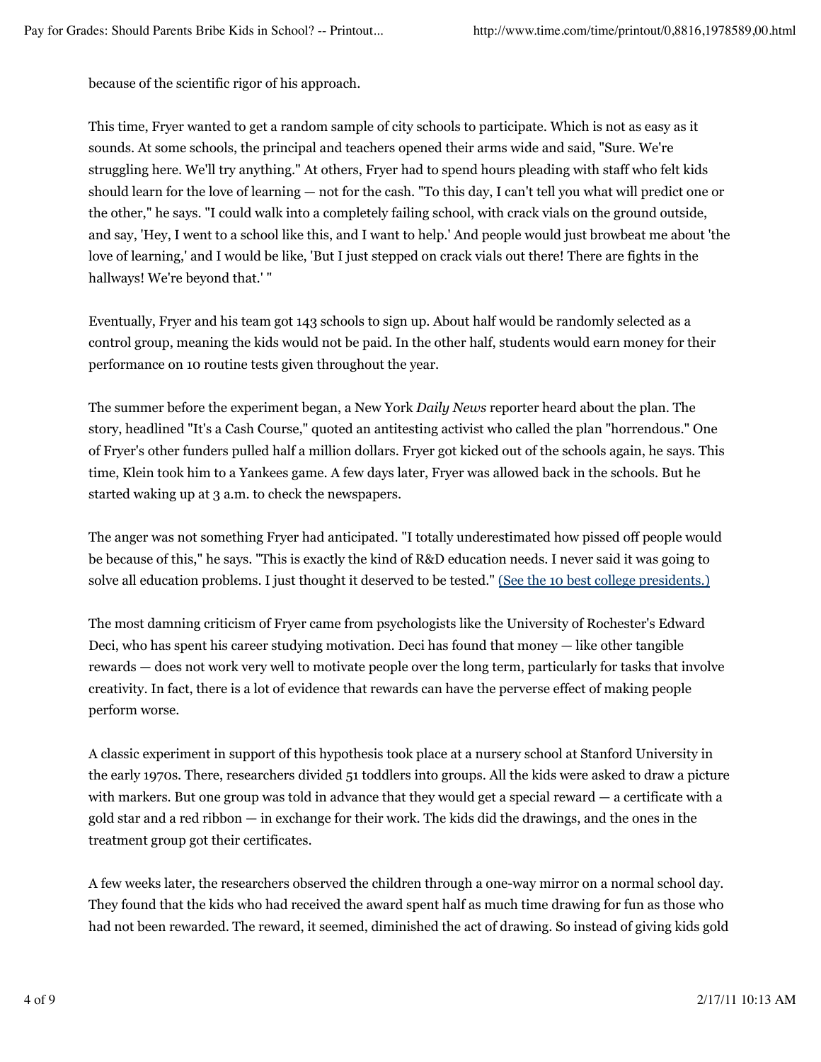because of the scientific rigor of his approach.

This time, Fryer wanted to get a random sample of city schools to participate. Which is not as easy as it sounds. At some schools, the principal and teachers opened their arms wide and said, "Sure. We're struggling here. We'll try anything." At others, Fryer had to spend hours pleading with staff who felt kids should learn for the love of learning — not for the cash. "To this day, I can't tell you what will predict one or the other," he says. "I could walk into a completely failing school, with crack vials on the ground outside, and say, 'Hey, I went to a school like this, and I want to help.' And people would just browbeat me about 'the love of learning,' and I would be like, 'But I just stepped on crack vials out there! There are fights in the hallways! We're beyond that.' "

Eventually, Fryer and his team got 143 schools to sign up. About half would be randomly selected as a control group, meaning the kids would not be paid. In the other half, students would earn money for their performance on 10 routine tests given throughout the year.

The summer before the experiment began, a New York *Daily News* reporter heard about the plan. The story, headlined "It's a Cash Course," quoted an antitesting activist who called the plan "horrendous." One of Fryer's other funders pulled half a million dollars. Fryer got kicked out of the schools again, he says. This time, Klein took him to a Yankees game. A few days later, Fryer was allowed back in the schools. But he started waking up at 3 a.m. to check the newspapers.

The anger was not something Fryer had anticipated. "I totally underestimated how pissed off people would be because of this," he says. "This is exactly the kind of R&D education needs. I never said it was going to solve all education problems. I just thought it deserved to be tested." (See the 10 best college presidents.)

The most damning criticism of Fryer came from psychologists like the University of Rochester's Edward Deci, who has spent his career studying motivation. Deci has found that money — like other tangible rewards — does not work very well to motivate people over the long term, particularly for tasks that involve creativity. In fact, there is a lot of evidence that rewards can have the perverse effect of making people perform worse.

A classic experiment in support of this hypothesis took place at a nursery school at Stanford University in the early 1970s. There, researchers divided 51 toddlers into groups. All the kids were asked to draw a picture with markers. But one group was told in advance that they would get a special reward — a certificate with a gold star and a red ribbon — in exchange for their work. The kids did the drawings, and the ones in the treatment group got their certificates.

A few weeks later, the researchers observed the children through a one-way mirror on a normal school day. They found that the kids who had received the award spent half as much time drawing for fun as those who had not been rewarded. The reward, it seemed, diminished the act of drawing. So instead of giving kids gold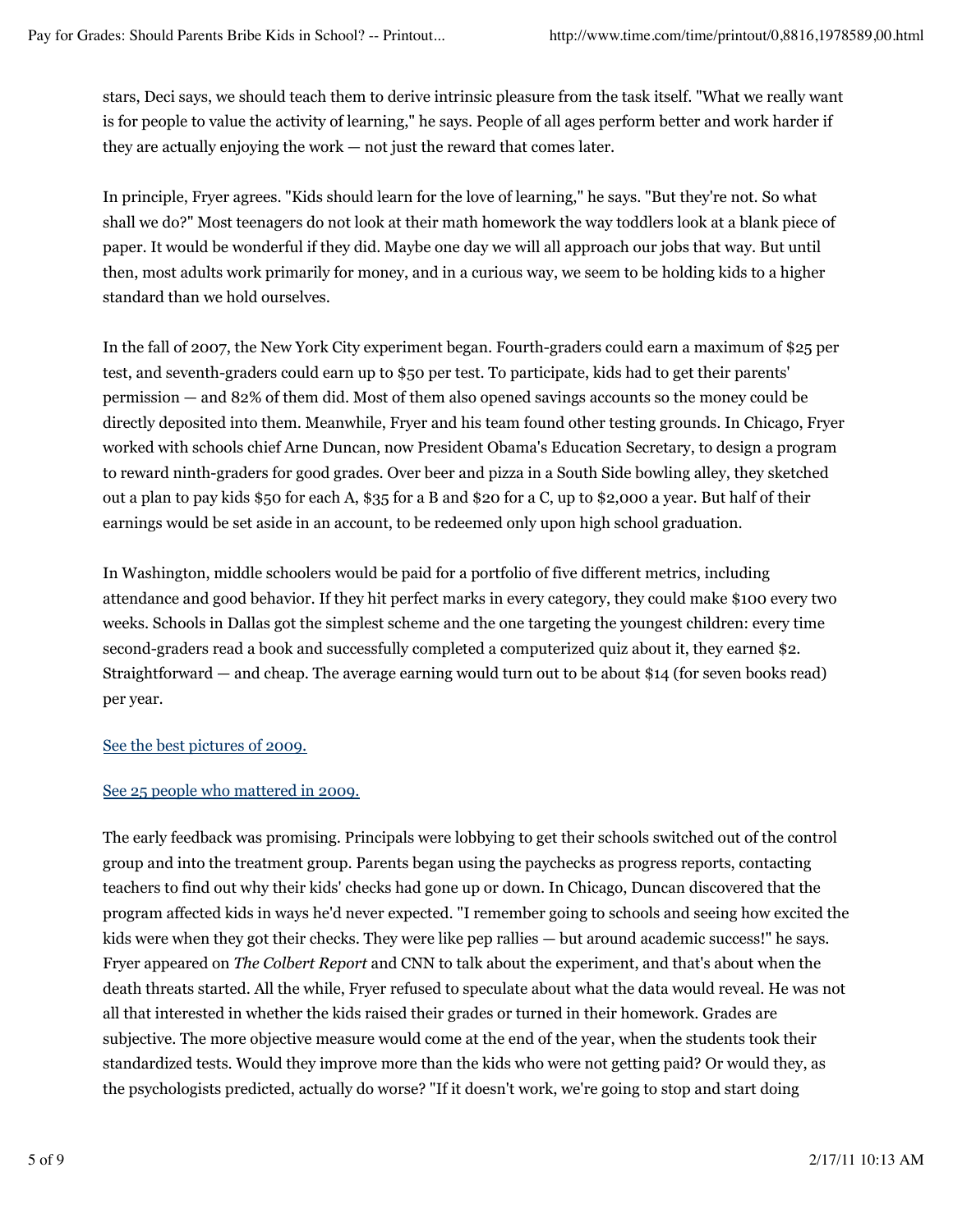stars, Deci says, we should teach them to derive intrinsic pleasure from the task itself. "What we really want is for people to value the activity of learning," he says. People of all ages perform better and work harder if they are actually enjoying the work — not just the reward that comes later.

In principle, Fryer agrees. "Kids should learn for the love of learning," he says. "But they're not. So what shall we do?" Most teenagers do not look at their math homework the way toddlers look at a blank piece of paper. It would be wonderful if they did. Maybe one day we will all approach our jobs that way. But until then, most adults work primarily for money, and in a curious way, we seem to be holding kids to a higher standard than we hold ourselves.

In the fall of 2007, the New York City experiment began. Fourth-graders could earn a maximum of $25 per test, and seventh-graders could earn up to $50 per test. To participate, kids had to get their parents' permission — and 82% of them did. Most of them also opened savings accounts so the money could be directly deposited into them. Meanwhile, Fryer and his team found other testing grounds. In Chicago, Fryer worked with schools chief Arne Duncan, now President Obama's Education Secretary, to design a program to reward ninth-graders for good grades. Over beer and pizza in a South Side bowling alley, they sketched out a plan to pay kids $50 for each A, $35 for a B and $20 for a C, up to $2,000 a year. But half of their earnings would be set aside in an account, to be redeemed only upon high school graduation.

In Washington, middle schoolers would be paid for a portfolio of five different metrics, including attendance and good behavior. If they hit perfect marks in every category, they could make $100 every two weeks. Schools in Dallas got the simplest scheme and the one targeting the youngest children: every time second-graders read a book and successfully completed a computerized quiz about it, they earned $2. Straightforward — and cheap. The average earning would turn out to be about $14 (for seven books read) per year.

See the best pictures of 2009.

See 25 people who mattered in 2009.

The early feedback was promising. Principals were lobbying to get their schools switched out of the control group and into the treatment group. Parents began using the paychecks as progress reports, contacting teachers to find out why their kids' checks had gone up or down. In Chicago, Duncan discovered that the program affected kids in ways he'd never expected. "I remember going to schools and seeing how excited the kids were when they got their checks. They were like pep rallies — but around academic success!" he says. Fryer appeared on *The Colbert Report* and CNN to talk about the experiment, and that's about when the death threats started. All the while, Fryer refused to speculate about what the data would reveal. He was not all that interested in whether the kids raised their grades or turned in their homework. Grades are subjective. The more objective measure would come at the end of the year, when the students took their standardized tests. Would they improve more than the kids who were not getting paid? Or would they, as the psychologists predicted, actually do worse? "If it doesn't work, we're going to stop and start doing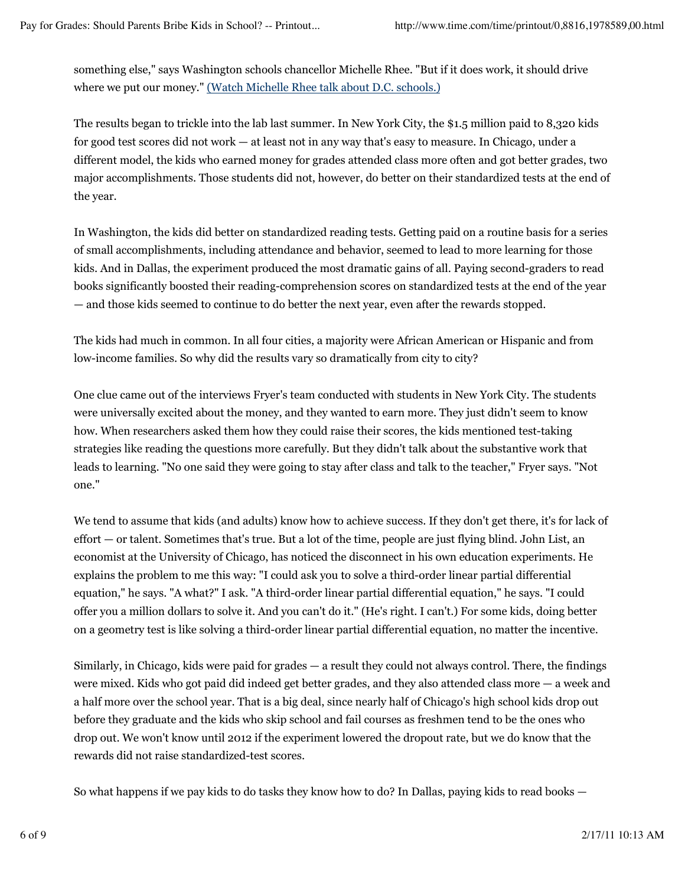something else," says Washington schools chancellor Michelle Rhee. "But if it does work, it should drive where we put our money." (Watch Michelle Rhee talk about D.C. schools.)

The results began to trickle into the lab last summer. In New York City, the $1.5 million paid to 8,320 kids for good test scores did not work — at least not in any way that's easy to measure. In Chicago, under a different model, the kids who earned money for grades attended class more often and got better grades, two major accomplishments. Those students did not, however, do better on their standardized tests at the end of the year.

In Washington, the kids did better on standardized reading tests. Getting paid on a routine basis for a series of small accomplishments, including attendance and behavior, seemed to lead to more learning for those kids. And in Dallas, the experiment produced the most dramatic gains of all. Paying second-graders to read books significantly boosted their reading-comprehension scores on standardized tests at the end of the year — and those kids seemed to continue to do better the next year, even after the rewards stopped.

The kids had much in common. In all four cities, a majority were African American or Hispanic and from low-income families. So why did the results vary so dramatically from city to city?

One clue came out of the interviews Fryer's team conducted with students in New York City. The students were universally excited about the money, and they wanted to earn more. They just didn't seem to know how. When researchers asked them how they could raise their scores, the kids mentioned test-taking strategies like reading the questions more carefully. But they didn't talk about the substantive work that leads to learning. "No one said they were going to stay after class and talk to the teacher," Fryer says. "Not one."

We tend to assume that kids (and adults) know how to achieve success. If they don't get there, it's for lack of effort — or talent. Sometimes that's true. But a lot of the time, people are just flying blind. John List, an economist at the University of Chicago, has noticed the disconnect in his own education experiments. He explains the problem to me this way: "I could ask you to solve a third-order linear partial differential equation," he says. "A what?" I ask. "A third-order linear partial differential equation," he says. "I could offer you a million dollars to solve it. And you can't do it." (He's right. I can't.) For some kids, doing better on a geometry test is like solving a third-order linear partial differential equation, no matter the incentive.

Similarly, in Chicago, kids were paid for grades — a result they could not always control. There, the findings were mixed. Kids who got paid did indeed get better grades, and they also attended class more — a week and a half more over the school year. That is a big deal, since nearly half of Chicago's high school kids drop out before they graduate and the kids who skip school and fail courses as freshmen tend to be the ones who drop out. We won't know until 2012 if the experiment lowered the dropout rate, but we do know that the rewards did not raise standardized-test scores.

So what happens if we pay kids to do tasks they know how to do? In Dallas, paying kids to read books —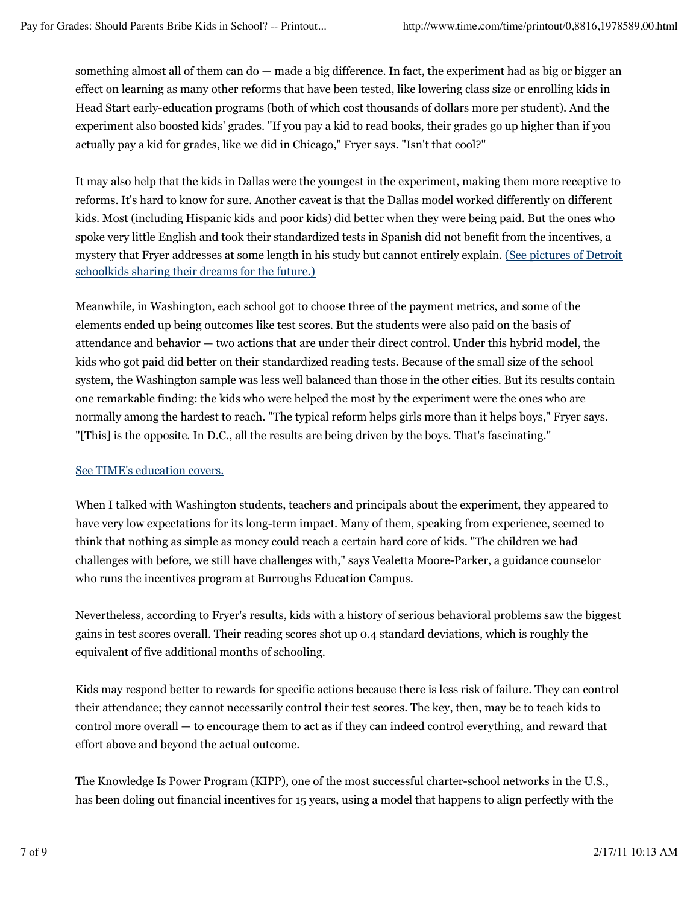something almost all of them can do — made a big difference. In fact, the experiment had as big or bigger an effect on learning as many other reforms that have been tested, like lowering class size or enrolling kids in Head Start early-education programs (both of which cost thousands of dollars more per student). And the experiment also boosted kids' grades. "If you pay a kid to read books, their grades go up higher than if you actually pay a kid for grades, like we did in Chicago," Fryer says. "Isn't that cool?"

It may also help that the kids in Dallas were the youngest in the experiment, making them more receptive to reforms. It's hard to know for sure. Another caveat is that the Dallas model worked differently on different kids. Most (including Hispanic kids and poor kids) did better when they were being paid. But the ones who spoke very little English and took their standardized tests in Spanish did not benefit from the incentives, a mystery that Fryer addresses at some length in his study but cannot entirely explain. (See pictures of Detroit schoolkids sharing their dreams for the future.)

Meanwhile, in Washington, each school got to choose three of the payment metrics, and some of the elements ended up being outcomes like test scores. But the students were also paid on the basis of attendance and behavior — two actions that are under their direct control. Under this hybrid model, the kids who got paid did better on their standardized reading tests. Because of the small size of the school system, the Washington sample was less well balanced than those in the other cities. But its results contain one remarkable finding: the kids who were helped the most by the experiment were the ones who are normally among the hardest to reach. "The typical reform helps girls more than it helps boys," Fryer says. "[This] is the opposite. In D.C., all the results are being driven by the boys. That's fascinating."

See TIME's education covers.

When I talked with Washington students, teachers and principals about the experiment, they appeared to have very low expectations for its long-term impact. Many of them, speaking from experience, seemed to think that nothing as simple as money could reach a certain hard core of kids. "The children we had challenges with before, we still have challenges with," says Vealetta Moore-Parker, a guidance counselor who runs the incentives program at Burroughs Education Campus.

Nevertheless, according to Fryer's results, kids with a history of serious behavioral problems saw the biggest gains in test scores overall. Their reading scores shot up 0.4 standard deviations, which is roughly the equivalent of five additional months of schooling.

Kids may respond better to rewards for specific actions because there is less risk of failure. They can control their attendance; they cannot necessarily control their test scores. The key, then, may be to teach kids to control more overall — to encourage them to act as if they can indeed control everything, and reward that effort above and beyond the actual outcome.

The Knowledge Is Power Program (KIPP), one of the most successful charter-school networks in the U.S., has been doling out financial incentives for 15 years, using a model that happens to align perfectly with the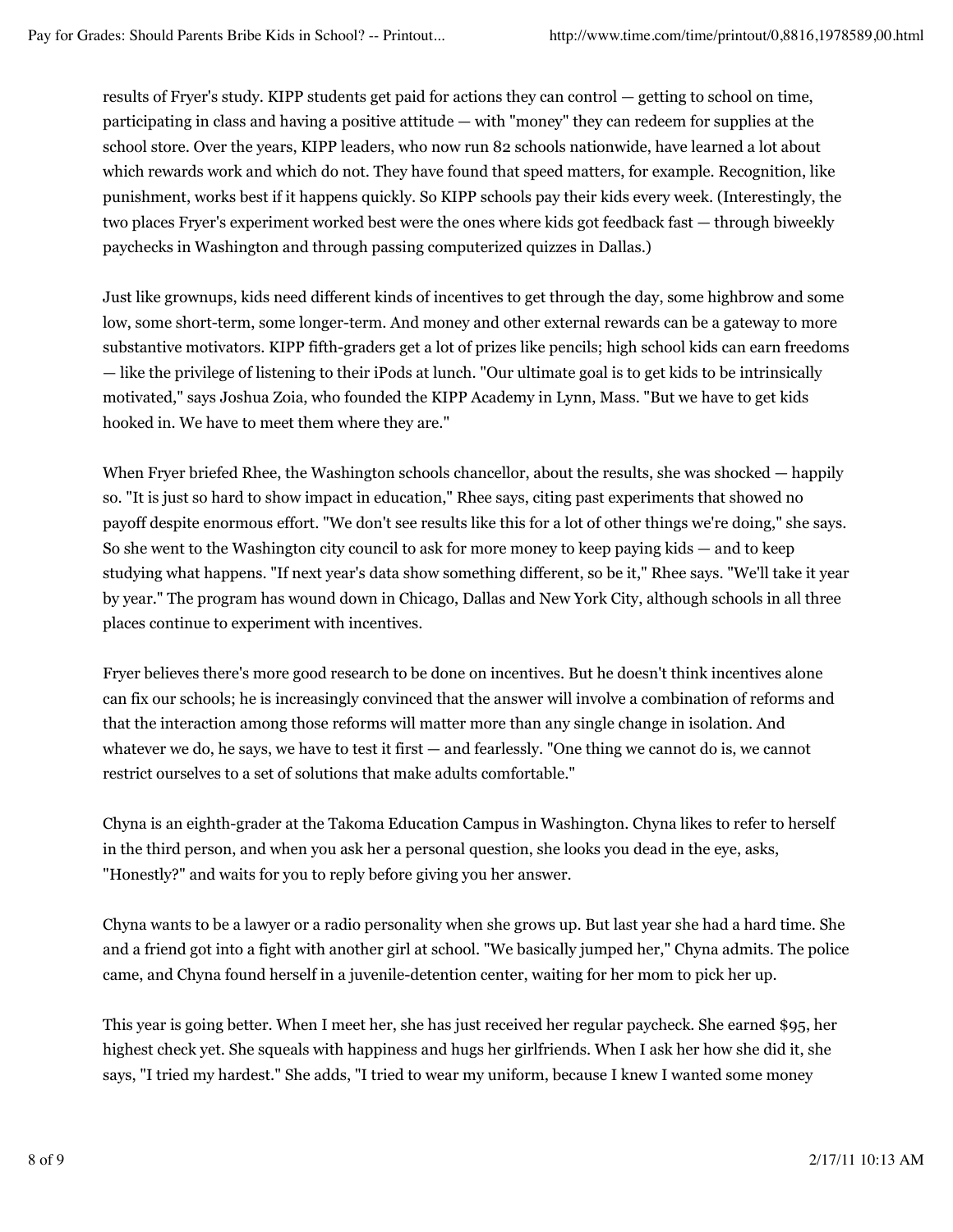results of Fryer's study. KIPP students get paid for actions they can control — getting to school on time, participating in class and having a positive attitude — with "money" they can redeem for supplies at the school store. Over the years, KIPP leaders, who now run 82 schools nationwide, have learned a lot about which rewards work and which do not. They have found that speed matters, for example. Recognition, like punishment, works best if it happens quickly. So KIPP schools pay their kids every week. (Interestingly, the two places Fryer's experiment worked best were the ones where kids got feedback fast — through biweekly paychecks in Washington and through passing computerized quizzes in Dallas.)

Just like grownups, kids need different kinds of incentives to get through the day, some highbrow and some low, some short-term, some longer-term. And money and other external rewards can be a gateway to more substantive motivators. KIPP fifth-graders get a lot of prizes like pencils; high school kids can earn freedoms — like the privilege of listening to their iPods at lunch. "Our ultimate goal is to get kids to be intrinsically motivated," says Joshua Zoia, who founded the KIPP Academy in Lynn, Mass. "But we have to get kids hooked in. We have to meet them where they are."

When Fryer briefed Rhee, the Washington schools chancellor, about the results, she was shocked — happily so. "It is just so hard to show impact in education," Rhee says, citing past experiments that showed no payoff despite enormous effort. "We don't see results like this for a lot of other things we're doing," she says. So she went to the Washington city council to ask for more money to keep paying kids — and to keep studying what happens. "If next year's data show something different, so be it," Rhee says. "We'll take it year by year." The program has wound down in Chicago, Dallas and New York City, although schools in all three places continue to experiment with incentives.

Fryer believes there's more good research to be done on incentives. But he doesn't think incentives alone can fix our schools; he is increasingly convinced that the answer will involve a combination of reforms and that the interaction among those reforms will matter more than any single change in isolation. And whatever we do, he says, we have to test it first — and fearlessly. "One thing we cannot do is, we cannot restrict ourselves to a set of solutions that make adults comfortable."

Chyna is an eighth-grader at the Takoma Education Campus in Washington. Chyna likes to refer to herself in the third person, and when you ask her a personal question, she looks you dead in the eye, asks, "Honestly?" and waits for you to reply before giving you her answer.

Chyna wants to be a lawyer or a radio personality when she grows up. But last year she had a hard time. She and a friend got into a fight with another girl at school. "We basically jumped her," Chyna admits. The police came, and Chyna found herself in a juvenile-detention center, waiting for her mom to pick her up.

This year is going better. When I meet her, she has just received her regular paycheck. She earned $95, her highest check yet. She squeals with happiness and hugs her girlfriends. When I ask her how she did it, she says, "I tried my hardest." She adds, "I tried to wear my uniform, because I knew I wanted some money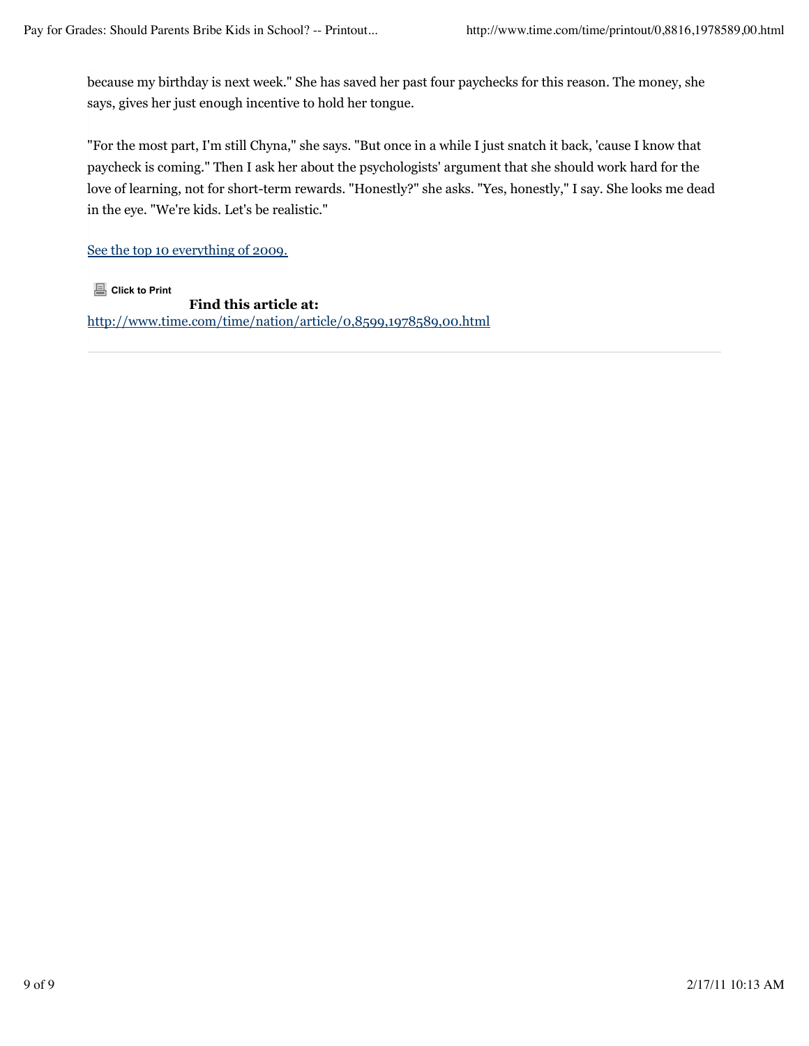because my birthday is next week." She has saved her past four paychecks for this reason. The money, she says, gives her just enough incentive to hold her tongue.

"For the most part, I'm still Chyna," she says. "But once in a while I just snatch it back, 'cause I know that paycheck is coming." Then I ask her about the psychologists' argument that she should work hard for the love of learning, not for short-term rewards. "Honestly?" she asks. "Yes, honestly," I say. She looks me dead in the eye. "We're kids. Let's be realistic."

[See the top 10 everything of 2009.](#)

Click to Print

**Find this article at:**
http://www.time.com/time/nation/article/0,8599,1978589,00.html